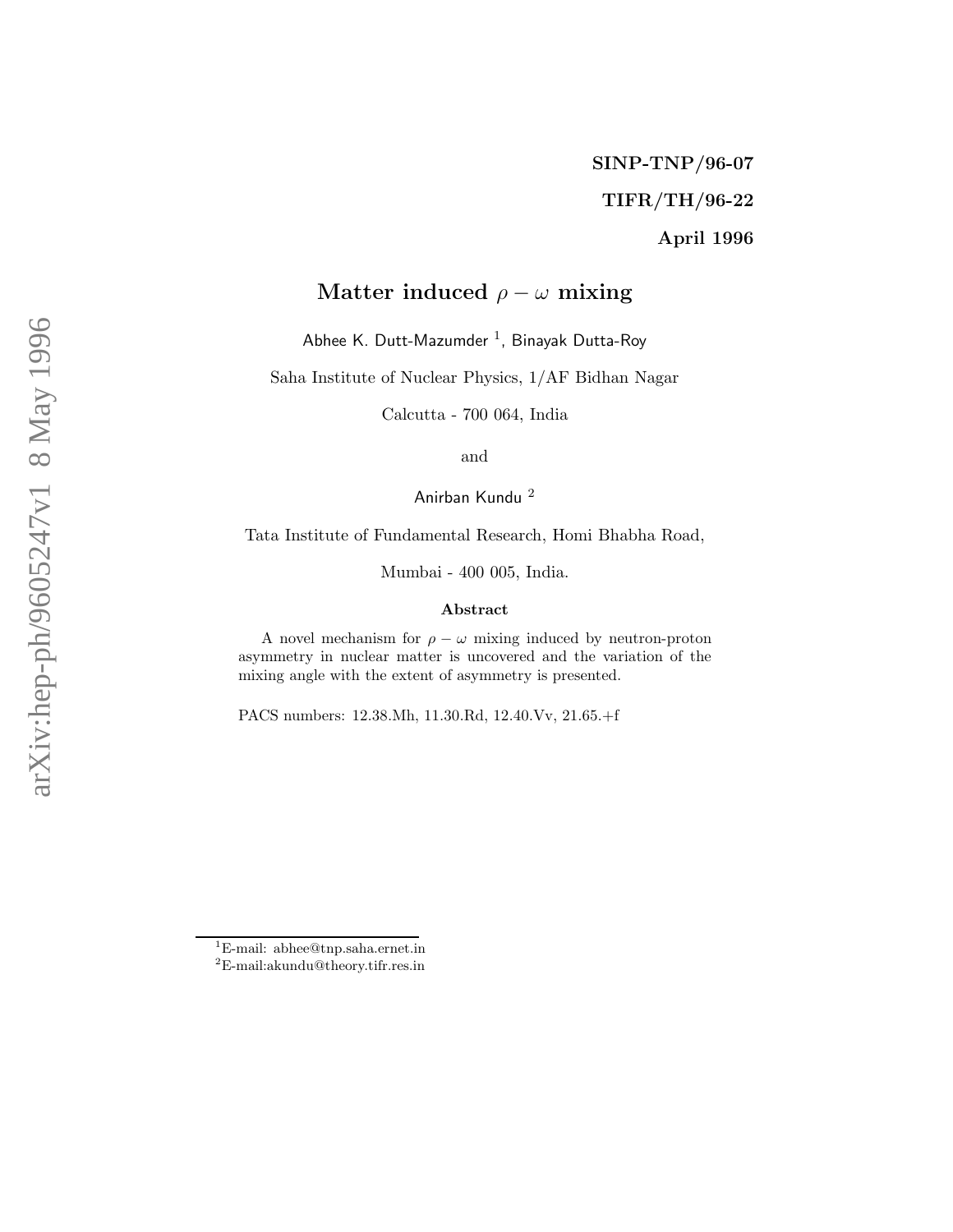SINP-TNP/96-07

TIFR/TH/96-22

April 1996

# Matter induced $\rho-\omega$ mixing

Abhee K. Dutt-Mazumder [1], Binayak Dutta-Roy

Saha Institute of Nuclear Physics, 1/AF Bidhan Nagar

Calcutta - 700 064, India

and

Anirban Kundu [2]

Tata Institute of Fundamental Research, Homi Bhabha Road,

Mumbai - 400 005, India.

### Abstract

A novel mechanism for $\rho-\omega$ mixing induced by neutron-proton asymmetry in nuclear matter is uncovered and the variation of the mixing angle with the extent of asymmetry is presented.

PACS numbers: 12.38.Mh, 11.30.Rd, 12.40.Vv, 21.65.+f

[1] E-mail: abhee@tnp.saha.ernet.in

[2] E-mail:akundu@theory.tifr.res.in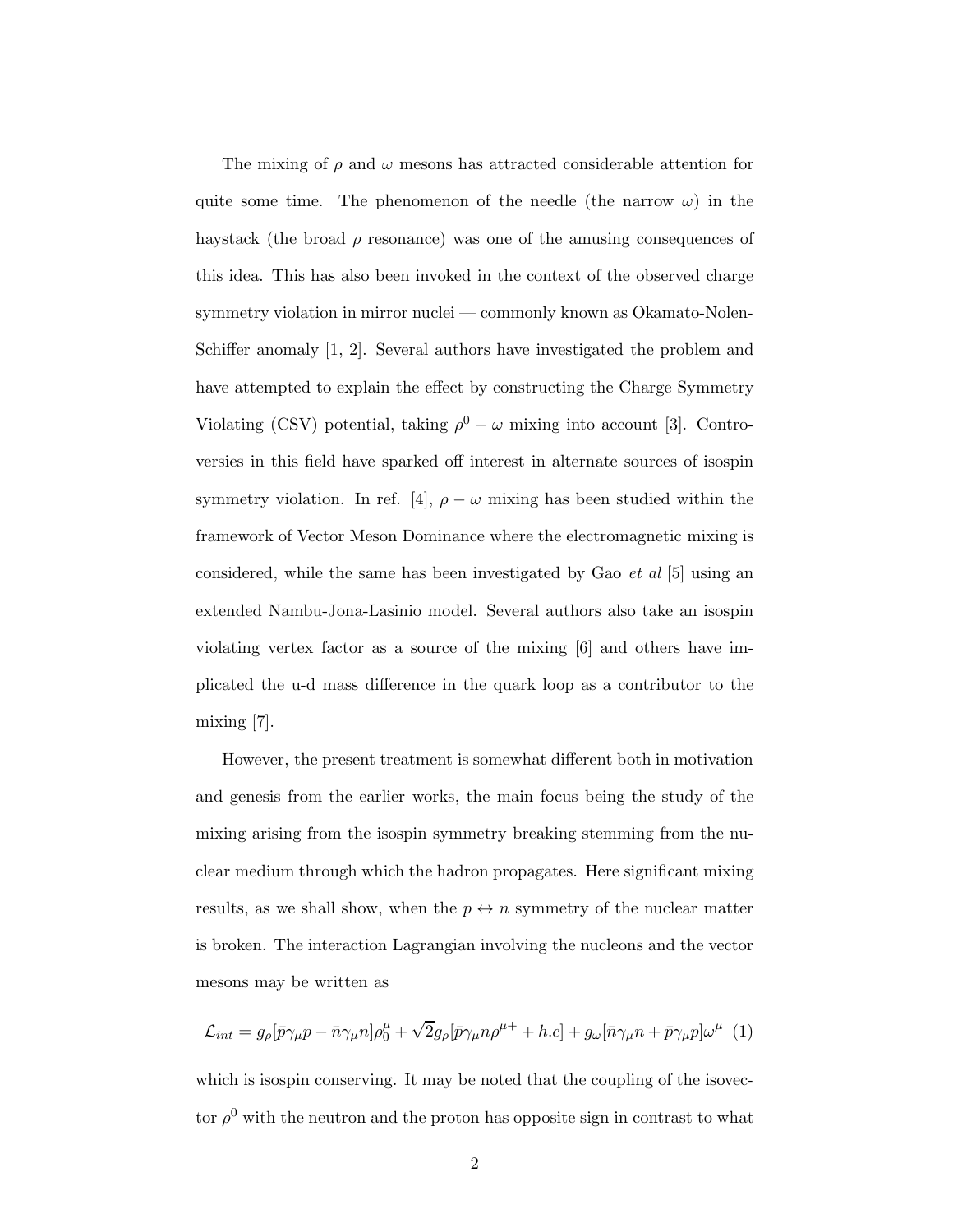The mixing of $\rho$ and $\omega$ mesons has attracted considerable attention for quite some time. The phenomenon of the needle (the narrow $\omega$) in the haystack (the broad $\rho$ resonance) was one of the amusing consequences of this idea. This has also been invoked in the context of the observed charge symmetry violation in mirror nuclei — commonly known as Okamato-Nolen-Schiffer anomaly [1, 2]. Several authors have investigated the problem and have attempted to explain the effect by constructing the Charge Symmetry Violating (CSV) potential, taking $\rho^0 - \omega$ mixing into account [3]. Controversies in this field have sparked off interest in alternate sources of isospin symmetry violation. In ref. [4], $\rho - \omega$ mixing has been studied within the framework of Vector Meson Dominance where the electromagnetic mixing is considered, while the same has been investigated by Gao *et al* [5] using an extended Nambu-Jona-Lasinio model. Several authors also take an isospin violating vertex factor as a source of the mixing [6] and others have implicated the u-d mass difference in the quark loop as a contributor to the mixing [7].

However, the present treatment is somewhat different both in motivation and genesis from the earlier works, the main focus being the study of the mixing arising from the isospin symmetry breaking stemming from the nuclear medium through which the hadron propagates. Here significant mixing results, as we shall show, when the $p \leftrightarrow n$ symmetry of the nuclear matter is broken. The interaction Lagrangian involving the nucleons and the vector mesons may be written as

$$\mathcal{L}_{int} = g_\rho[\bar{p}\gamma_\mu p - \bar{n}\gamma_\mu n]\rho_0^\mu + \sqrt{2}g_\rho[\bar{p}\gamma_\mu n\rho^{\mu+} + h.c] + g_\omega[\bar{n}\gamma_\mu n + \bar{p}\gamma_\mu p]\omega^\mu \quad (1)$$

which is isospin conserving. It may be noted that the coupling of the isovector $\rho^0$ with the neutron and the proton has opposite sign in contrast to what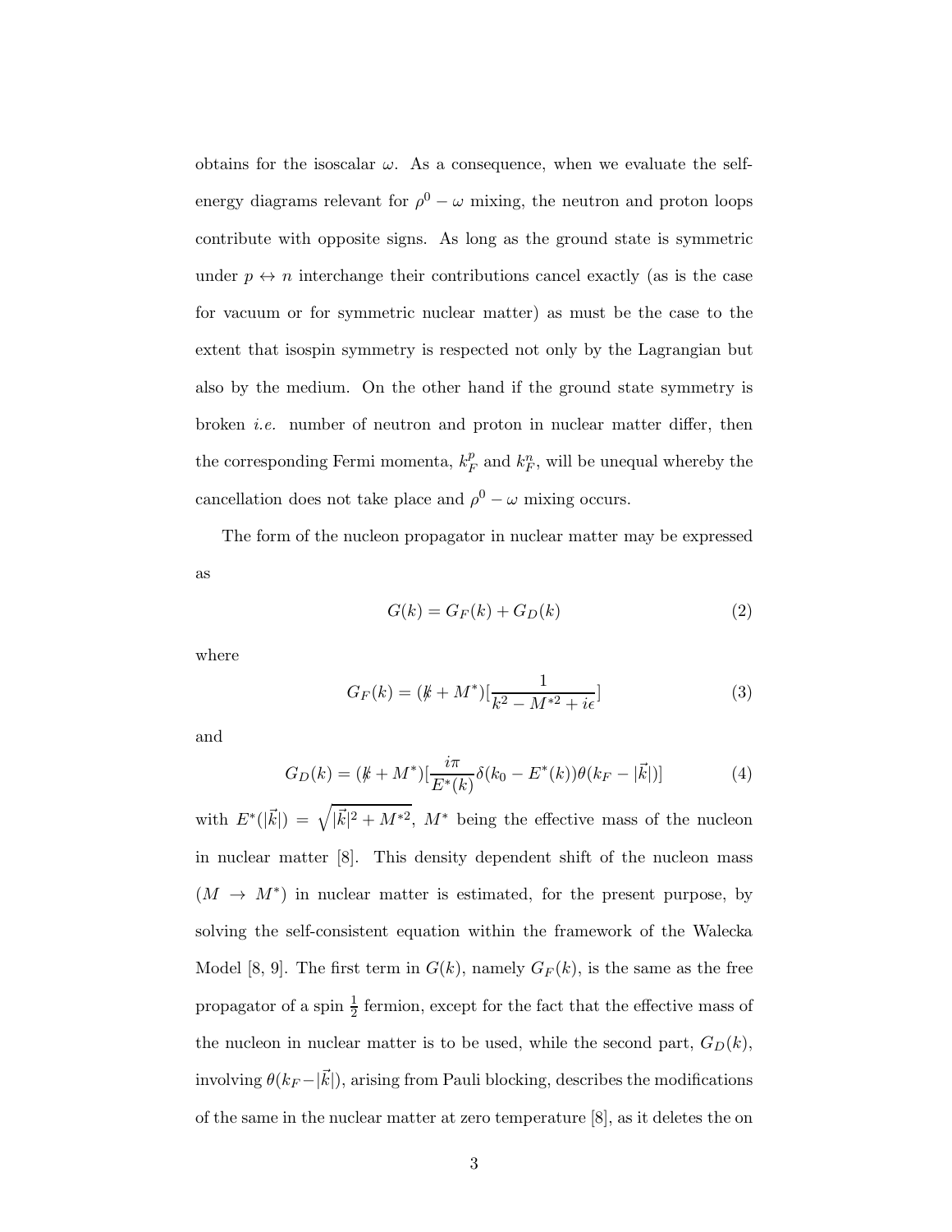obtains for the isoscalar $\omega$. As a consequence, when we evaluate the self-energy diagrams relevant for $\rho^0 - \omega$ mixing, the neutron and proton loops contribute with opposite signs. As long as the ground state is symmetric under $p \leftrightarrow n$ interchange their contributions cancel exactly (as is the case for vacuum or for symmetric nuclear matter) as must be the case to the extent that isospin symmetry is respected not only by the Lagrangian but also by the medium. On the other hand if the ground state symmetry is broken *i.e.* number of neutron and proton in nuclear matter differ, then the corresponding Fermi momenta, $k_F^p$ and $k_F^n$, will be unequal whereby the cancellation does not take place and $\rho^0 - \omega$ mixing occurs.

The form of the nucleon propagator in nuclear matter may be expressed as

$$G(k) = G_F(k) + G_D(k) \tag{2}$$

where

$$G_F(k) = (\not{k} + M^*)\left[\frac{1}{k^2 - M^{*2} + i\epsilon}\right] \tag{3}$$

and

$$G_D(k) = (\not{k} + M^*)\left[\frac{i\pi}{E^*(k)}\delta(k_0 - E^*(k))\theta(k_F - |\vec{k}|)\right] \tag{4}$$

with $E^*(|\vec{k}|) = \sqrt{|\vec{k}|^2 + M^{*2}}$, $M^*$ being the effective mass of the nucleon in nuclear matter [8]. This density dependent shift of the nucleon mass ($M \to M^*$) in nuclear matter is estimated, for the present purpose, by solving the self-consistent equation within the framework of the Walecka Model [8, 9]. The first term in $G(k)$, namely $G_F(k)$, is the same as the free propagator of a spin $\frac{1}{2}$ fermion, except for the fact that the effective mass of the nucleon in nuclear matter is to be used, while the second part, $G_D(k)$, involving $\theta(k_F - |\vec{k}|)$, arising from Pauli blocking, describes the modifications of the same in the nuclear matter at zero temperature [8], as it deletes the on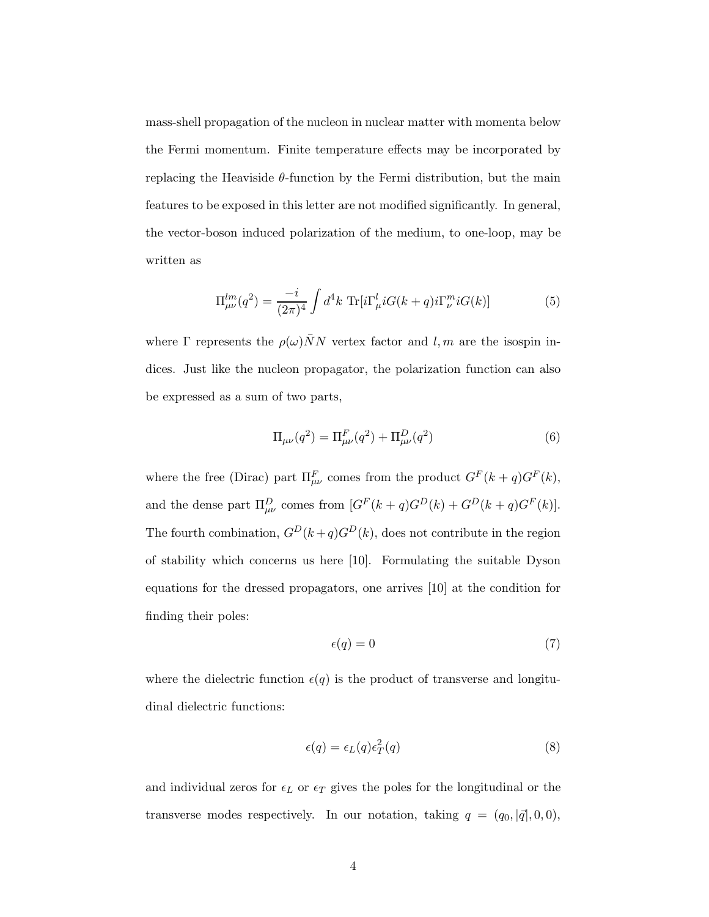mass-shell propagation of the nucleon in nuclear matter with momenta below the Fermi momentum. Finite temperature effects may be incorporated by replacing the Heaviside $\theta$-function by the Fermi distribution, but the main features to be exposed in this letter are not modified significantly. In general, the vector-boson induced polarization of the medium, to one-loop, may be written as

$$\Pi^{lm}_{\mu\nu}(q^2) = \frac{-i}{(2\pi)^4} \int d^4k \ \mathrm{Tr}[i\Gamma^l_\mu iG(k+q) i\Gamma^m_\nu iG(k)] \tag{5}$$

where $\Gamma$ represents the $\rho(\omega)\bar{N}N$ vertex factor and $l, m$ are the isospin indices. Just like the nucleon propagator, the polarization function can also be expressed as a sum of two parts,

$$\Pi_{\mu\nu}(q^2) = \Pi^F_{\mu\nu}(q^2) + \Pi^D_{\mu\nu}(q^2) \tag{6}$$

where the free (Dirac) part $\Pi^F_{\mu\nu}$ comes from the product $G^F(k+q)G^F(k)$, and the dense part $\Pi^D_{\mu\nu}$ comes from $[G^F(k+q)G^D(k) + G^D(k+q)G^F(k)]$. The fourth combination, $G^D(k+q)G^D(k)$, does not contribute in the region of stability which concerns us here [10]. Formulating the suitable Dyson equations for the dressed propagators, one arrives [10] at the condition for finding their poles:

$$\epsilon(q) = 0 \tag{7}$$

where the dielectric function $\epsilon(q)$ is the product of transverse and longitudinal dielectric functions:

$$\epsilon(q) = \epsilon_L(q)\epsilon^2_T(q) \tag{8}$$

and individual zeros for $\epsilon_L$ or $\epsilon_T$ gives the poles for the longitudinal or the transverse modes respectively. In our notation, taking $q = (q_0, |\vec{q}|, 0, 0)$,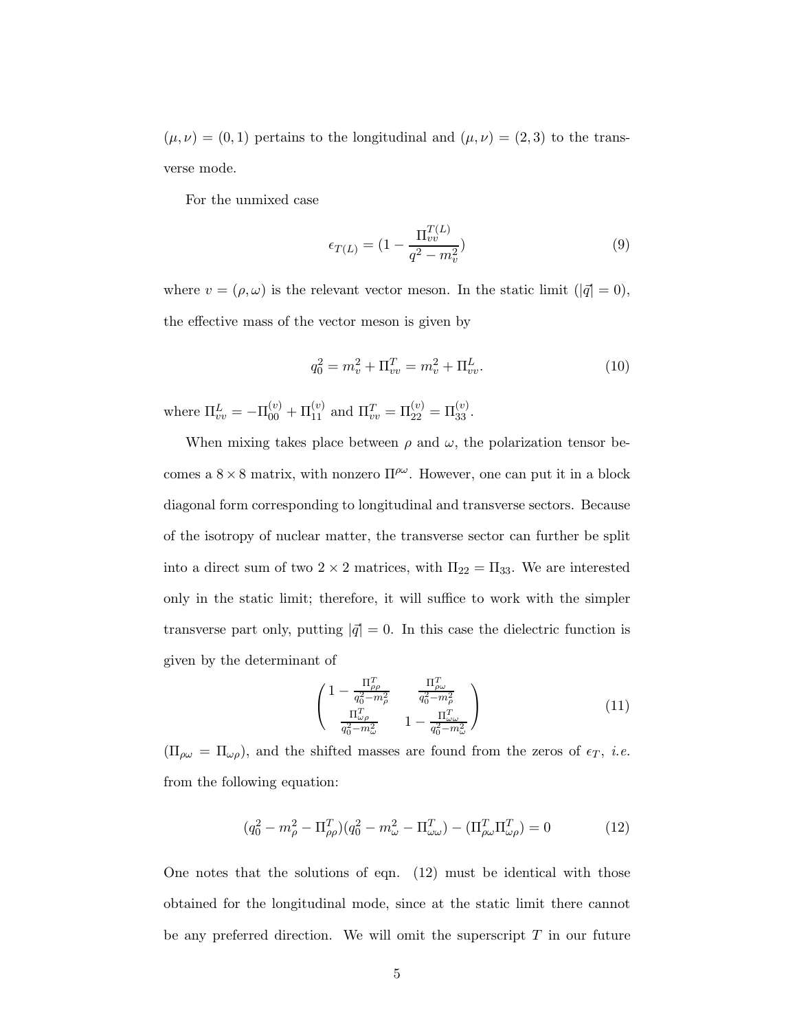$(\mu, \nu) = (0, 1)$ pertains to the longitudinal and $(\mu, \nu) = (2, 3)$ to the transverse mode.

For the unmixed case

$$\epsilon_{T(L)} = (1 - \frac{\Pi_{vv}^{T(L)}}{q^2 - m_v^2}) \tag{9}$$

where $v = (\rho, \omega)$ is the relevant vector meson. In the static limit ($|\vec{q}| = 0$), the effective mass of the vector meson is given by

$$q_0^2 = m_v^2 + \Pi_{vv}^T = m_v^2 + \Pi_{vv}^L. \tag{10}$$

where $\Pi_{vv}^L = -\Pi_{00}^{(v)} + \Pi_{11}^{(v)}$ and $\Pi_{vv}^T = \Pi_{22}^{(v)} = \Pi_{33}^{(v)}$.

When mixing takes place between $\rho$ and $\omega$, the polarization tensor becomes a $8 \times 8$ matrix, with nonzero $\Pi^{\rho\omega}$. However, one can put it in a block diagonal form corresponding to longitudinal and transverse sectors. Because of the isotropy of nuclear matter, the transverse sector can further be split into a direct sum of two $2 \times 2$ matrices, with $\Pi_{22} = \Pi_{33}$. We are interested only in the static limit; therefore, it will suffice to work with the simpler transverse part only, putting $|\vec{q}| = 0$. In this case the dielectric function is given by the determinant of

$$\begin{pmatrix} 1 - \frac{\Pi_{\rho\rho}^T}{q_0^2 - m_\rho^2} & \frac{\Pi_{\rho\omega}^T}{q_0^2 - m_\rho^2} \\ \frac{\Pi_{\omega\rho}^T}{q_0^2 - m_\omega^2} & 1 - \frac{\Pi_{\omega\omega}^T}{q_0^2 - m_\omega^2} \end{pmatrix} \tag{11}$$

($\Pi_{\rho\omega} = \Pi_{\omega\rho}$), and the shifted masses are found from the zeros of $\epsilon_T$, *i.e.* from the following equation:

$$(q_0^2 - m_\rho^2 - \Pi_{\rho\rho}^T)(q_0^2 - m_\omega^2 - \Pi_{\omega\omega}^T) - (\Pi_{\rho\omega}^T \Pi_{\omega\rho}^T) = 0 \tag{12}$$

One notes that the solutions of eqn. (12) must be identical with those obtained for the longitudinal mode, since at the static limit there cannot be any preferred direction. We will omit the superscript $T$ in our future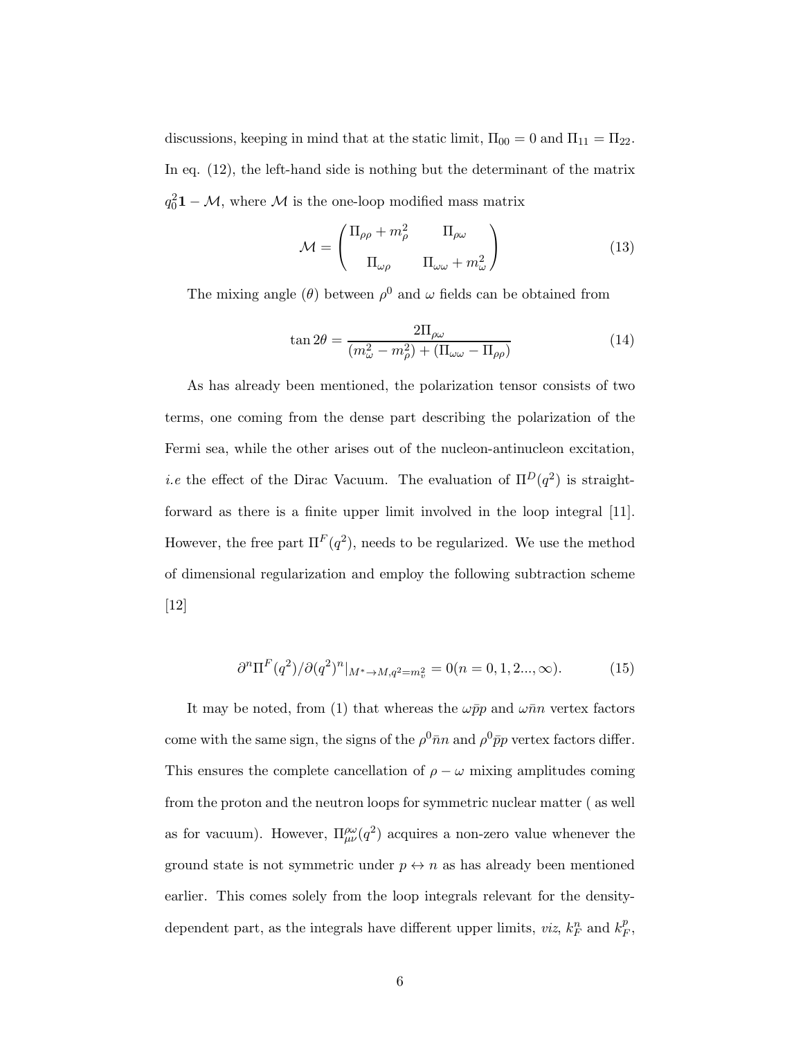discussions, keeping in mind that at the static limit, $\Pi_{00} = 0$ and $\Pi_{11} = \Pi_{22}$. In eq. (12), the left-hand side is nothing but the determinant of the matrix $q_0^2\mathbf{1} - \mathcal{M}$, where $\mathcal{M}$ is the one-loop modified mass matrix

$$\mathcal{M} = \begin{pmatrix} \Pi_{\rho\rho} + m_\rho^2 & \Pi_{\rho\omega} \\ \Pi_{\omega\rho} & \Pi_{\omega\omega} + m_\omega^2 \end{pmatrix} \tag{13}$$

The mixing angle ($\theta$) between $\rho^0$ and $\omega$ fields can be obtained from

$$\tan 2\theta = \frac{2\Pi_{\rho\omega}}{(m_\omega^2 - m_\rho^2) + (\Pi_{\omega\omega} - \Pi_{\rho\rho})} \tag{14}$$

As has already been mentioned, the polarization tensor consists of two terms, one coming from the dense part describing the polarization of the Fermi sea, while the other arises out of the nucleon-antinucleon excitation, *i.e* the effect of the Dirac Vacuum. The evaluation of $\Pi^D(q^2)$ is straightforward as there is a finite upper limit involved in the loop integral [11]. However, the free part $\Pi^F(q^2)$, needs to be regularized. We use the method of dimensional regularization and employ the following subtraction scheme [12]

$$\partial^n \Pi^F(q^2)/\partial(q^2)^n|_{M^* \to M, q^2 = m_v^2} = 0 (n = 0, 1, 2..., \infty). \tag{15}$$

It may be noted, from (1) that whereas the $\omega\bar{p}p$ and $\omega\bar{n}n$ vertex factors come with the same sign, the signs of the $\rho^0\bar{n}n$ and $\rho^0\bar{p}p$ vertex factors differ. This ensures the complete cancellation of $\rho - \omega$ mixing amplitudes coming from the proton and the neutron loops for symmetric nuclear matter ( as well as for vacuum). However, $\Pi^{\rho\omega}_{\mu\nu}(q^2)$ acquires a non-zero value whenever the ground state is not symmetric under $p \leftrightarrow n$ as has already been mentioned earlier. This comes solely from the loop integrals relevant for the density-dependent part, as the integrals have different upper limits, *viz*, $k_F^n$ and $k_F^p$,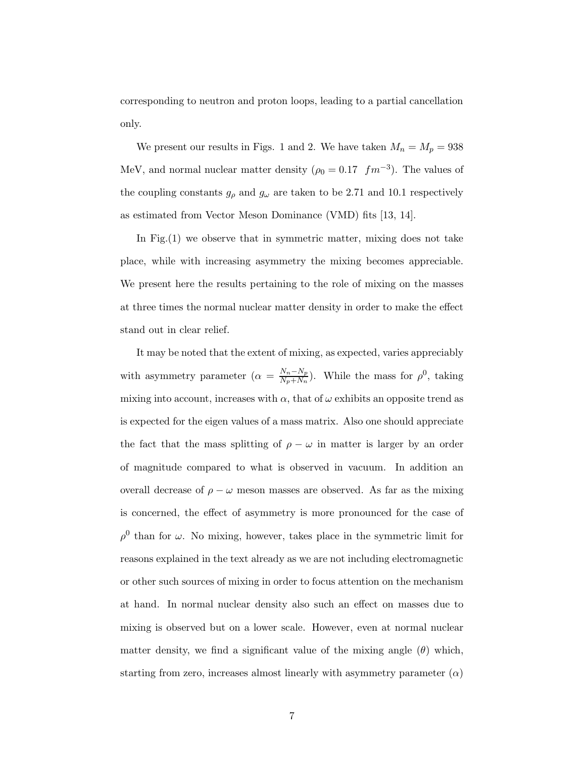corresponding to neutron and proton loops, leading to a partial cancellation only.

We present our results in Figs. 1 and 2. We have taken $M_n = M_p = 938$ MeV, and normal nuclear matter density ($\rho_0 = 0.17 \ \ fm^{-3}$). The values of the coupling constants $g_\rho$ and $g_\omega$ are taken to be 2.71 and 10.1 respectively as estimated from Vector Meson Dominance (VMD) fits [13, 14].

In Fig.(1) we observe that in symmetric matter, mixing does not take place, while with increasing asymmetry the mixing becomes appreciable. We present here the results pertaining to the role of mixing on the masses at three times the normal nuclear matter density in order to make the effect stand out in clear relief.

It may be noted that the extent of mixing, as expected, varies appreciably with asymmetry parameter ($\alpha = \frac{N_n - N_p}{N_p + N_n}$). While the mass for $\rho^0$, taking mixing into account, increases with $\alpha$, that of $\omega$ exhibits an opposite trend as is expected for the eigen values of a mass matrix. Also one should appreciate the fact that the mass splitting of $\rho - \omega$ in matter is larger by an order of magnitude compared to what is observed in vacuum. In addition an overall decrease of $\rho - \omega$ meson masses are observed. As far as the mixing is concerned, the effect of asymmetry is more pronounced for the case of $\rho^0$ than for $\omega$. No mixing, however, takes place in the symmetric limit for reasons explained in the text already as we are not including electromagnetic or other such sources of mixing in order to focus attention on the mechanism at hand. In normal nuclear density also such an effect on masses due to mixing is observed but on a lower scale. However, even at normal nuclear matter density, we find a significant value of the mixing angle ($\theta$) which, starting from zero, increases almost linearly with asymmetry parameter ($\alpha$)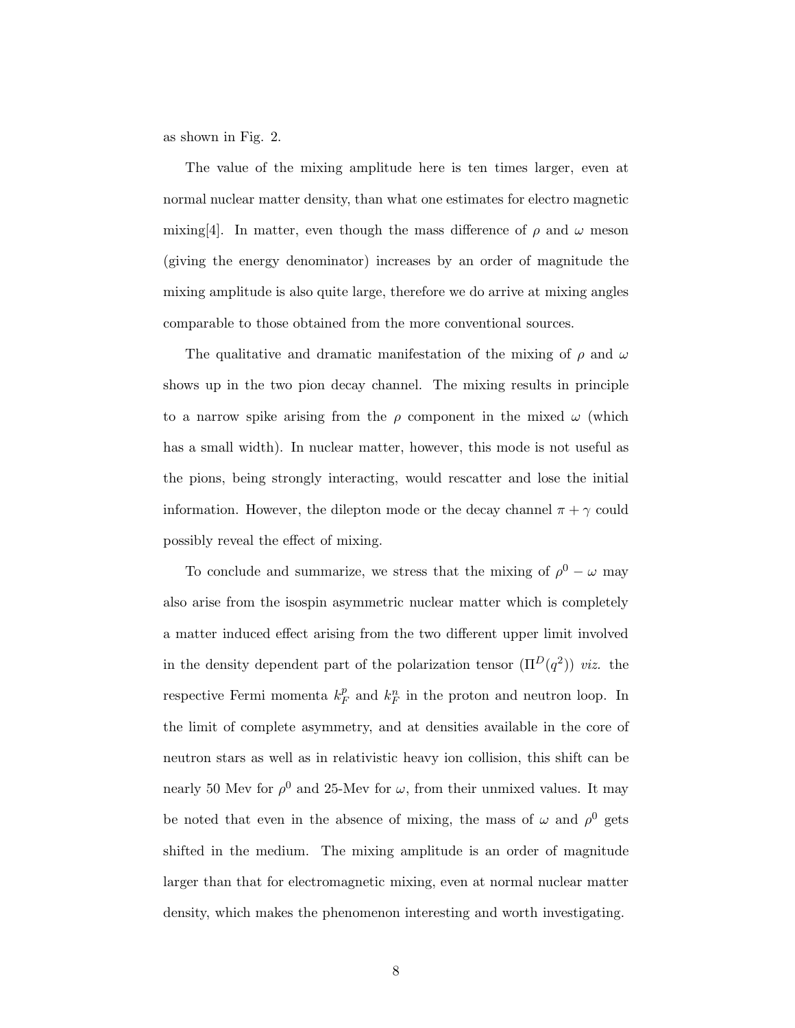as shown in Fig. 2.

The value of the mixing amplitude here is ten times larger, even at normal nuclear matter density, than what one estimates for electro magnetic mixing[4]. In matter, even though the mass difference of $\rho$ and $\omega$ meson (giving the energy denominator) increases by an order of magnitude the mixing amplitude is also quite large, therefore we do arrive at mixing angles comparable to those obtained from the more conventional sources.

The qualitative and dramatic manifestation of the mixing of $\rho$ and $\omega$ shows up in the two pion decay channel. The mixing results in principle to a narrow spike arising from the $\rho$ component in the mixed $\omega$ (which has a small width). In nuclear matter, however, this mode is not useful as the pions, being strongly interacting, would rescatter and lose the initial information. However, the dilepton mode or the decay channel $\pi + \gamma$ could possibly reveal the effect of mixing.

To conclude and summarize, we stress that the mixing of $\rho^0 - \omega$ may also arise from the isospin asymmetric nuclear matter which is completely a matter induced effect arising from the two different upper limit involved in the density dependent part of the polarization tensor ($\Pi^D(q^2)$) *viz.* the respective Fermi momenta $k_F^p$ and $k_F^n$ in the proton and neutron loop. In the limit of complete asymmetry, and at densities available in the core of neutron stars as well as in relativistic heavy ion collision, this shift can be nearly 50 Mev for $\rho^0$ and 25-Mev for $\omega$, from their unmixed values. It may be noted that even in the absence of mixing, the mass of $\omega$ and $\rho^0$ gets shifted in the medium. The mixing amplitude is an order of magnitude larger than that for electromagnetic mixing, even at normal nuclear matter density, which makes the phenomenon interesting and worth investigating.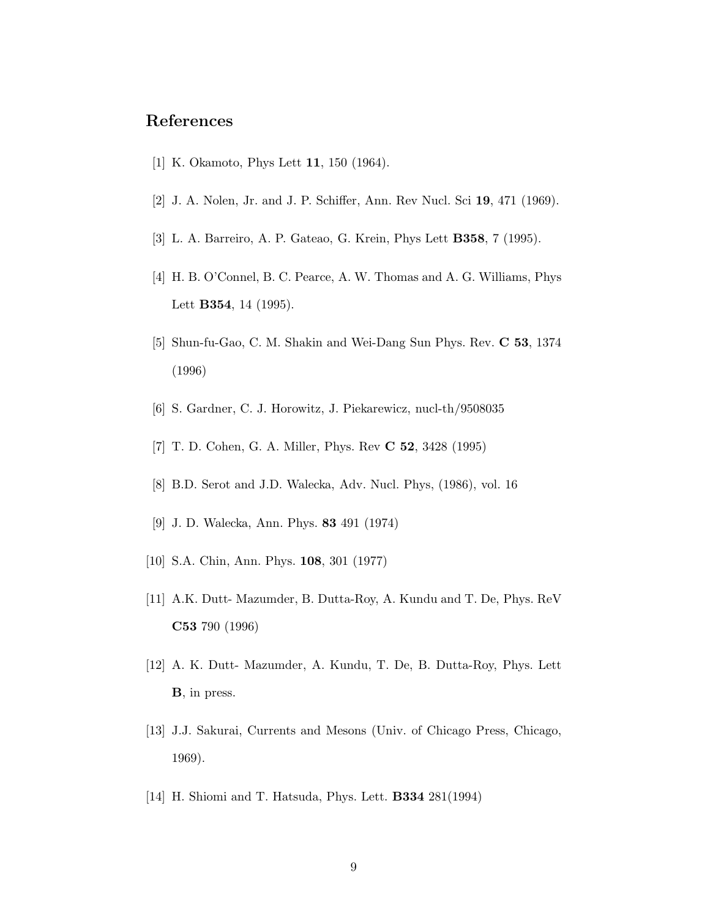# References

[1] K. Okamoto, Phys Lett **11**, 150 (1964).

[2] J. A. Nolen, Jr. and J. P. Schiffer, Ann. Rev Nucl. Sci **19**, 471 (1969).

[3] L. A. Barreiro, A. P. Gateao, G. Krein, Phys Lett **B358**, 7 (1995).

[4] H. B. O'Connel, B. C. Pearce, A. W. Thomas and A. G. Williams, Phys Lett **B354**, 14 (1995).

[5] Shun-fu-Gao, C. M. Shakin and Wei-Dang Sun Phys. Rev. **C 53**, 1374 (1996)

[6] S. Gardner, C. J. Horowitz, J. Piekarewicz, nucl-th/9508035

[7] T. D. Cohen, G. A. Miller, Phys. Rev **C 52**, 3428 (1995)

[8] B.D. Serot and J.D. Walecka, Adv. Nucl. Phys, (1986), vol. 16

[9] J. D. Walecka, Ann. Phys. **83** 491 (1974)

[10] S.A. Chin, Ann. Phys. **108**, 301 (1977)

[11] A.K. Dutt- Mazumder, B. Dutta-Roy, A. Kundu and T. De, Phys. ReV **C53** 790 (1996)

[12] A. K. Dutt- Mazumder, A. Kundu, T. De, B. Dutta-Roy, Phys. Lett **B**, in press.

[13] J.J. Sakurai, Currents and Mesons (Univ. of Chicago Press, Chicago, 1969).

[14] H. Shiomi and T. Hatsuda, Phys. Lett. **B334** 281(1994)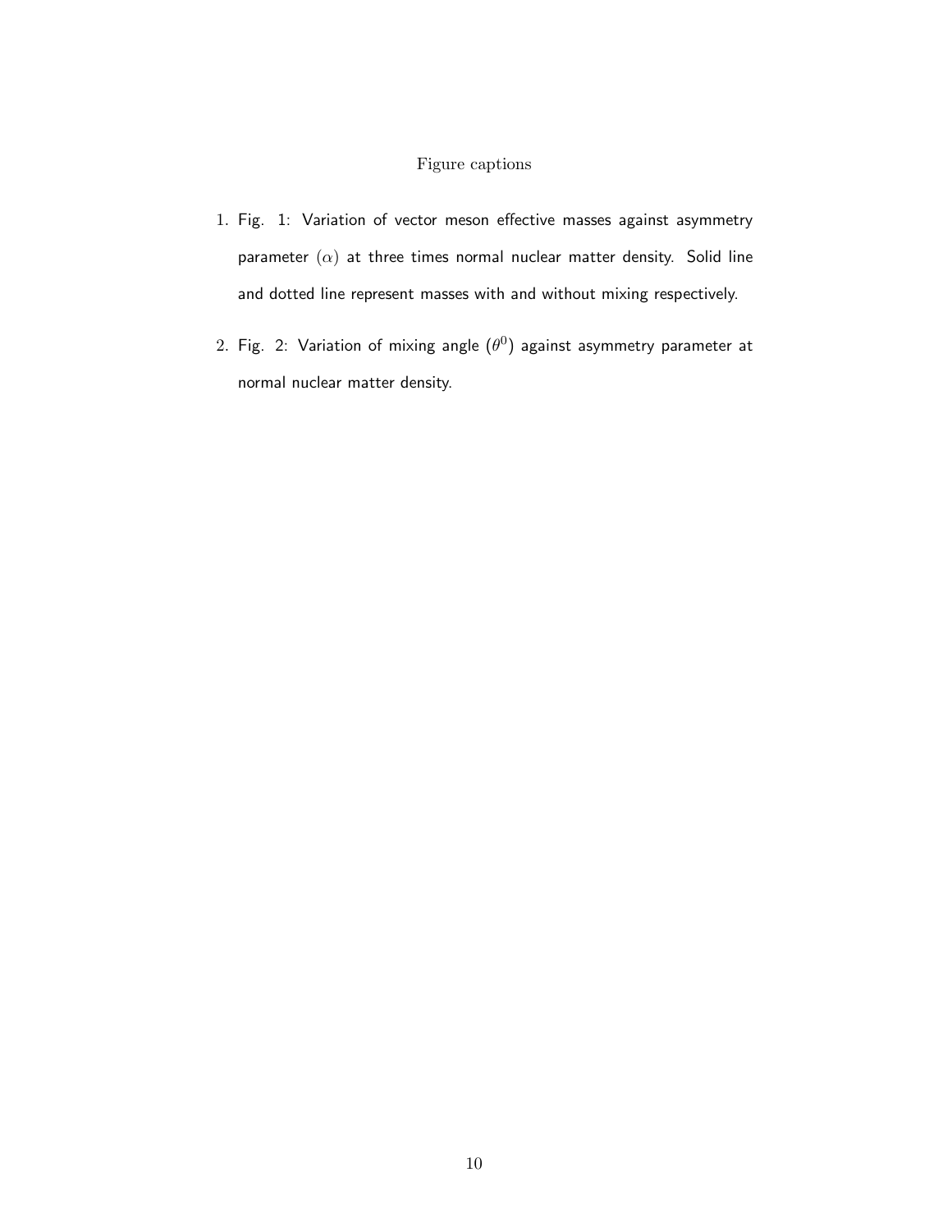# Figure captions

1. Fig. 1: Variation of vector meson effective masses against asymmetry parameter ($\alpha$) at three times normal nuclear matter density. Solid line and dotted line represent masses with and without mixing respectively.

2. Fig. 2: Variation of mixing angle ($\theta^0$) against asymmetry parameter at normal nuclear matter density.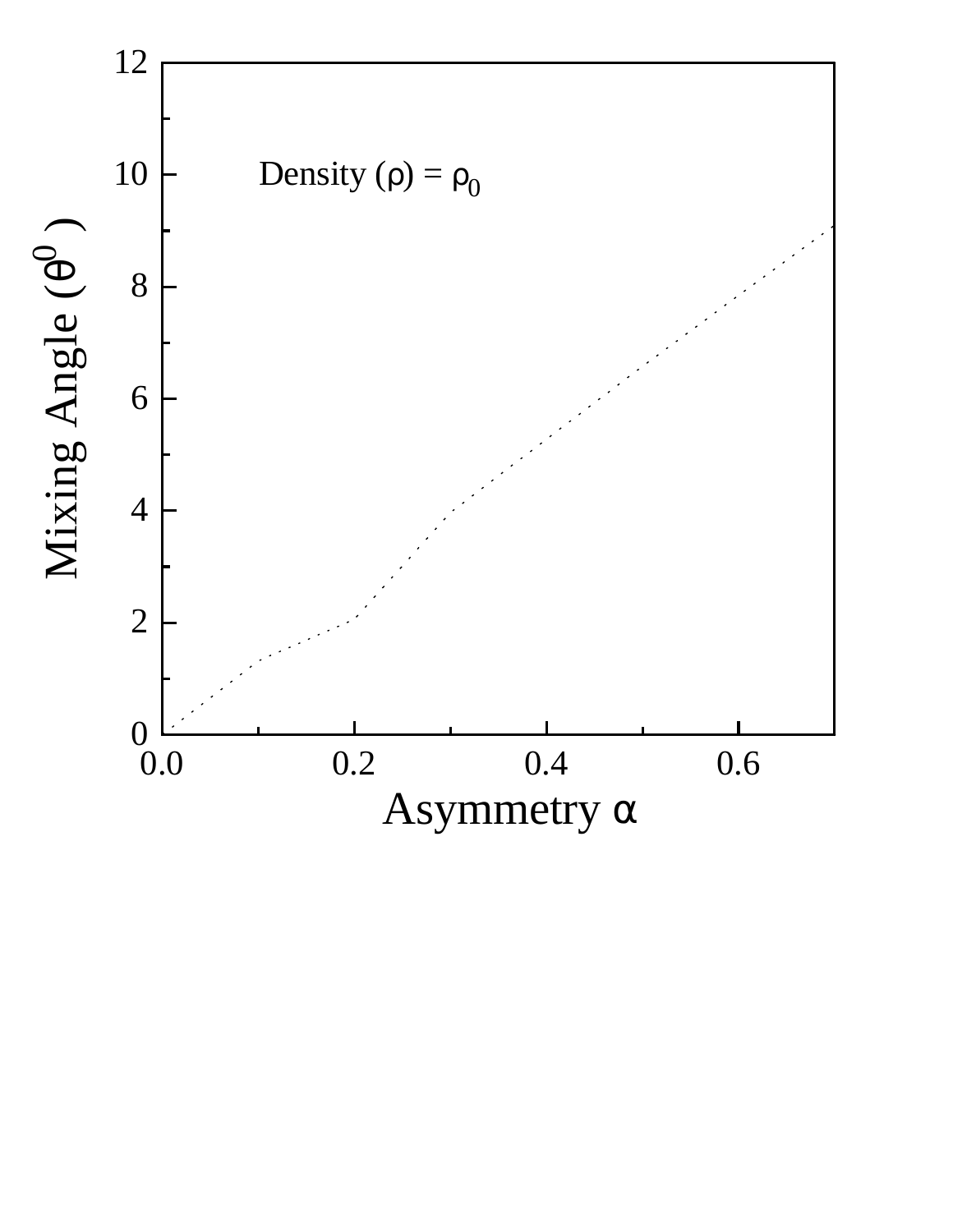12

10

8

6

4

2

0

0.0

0.2

0.4

0.6

Density (ρ) = $\rho_0$

Mixing Angle ($\theta^0$ )

Asymmetry α